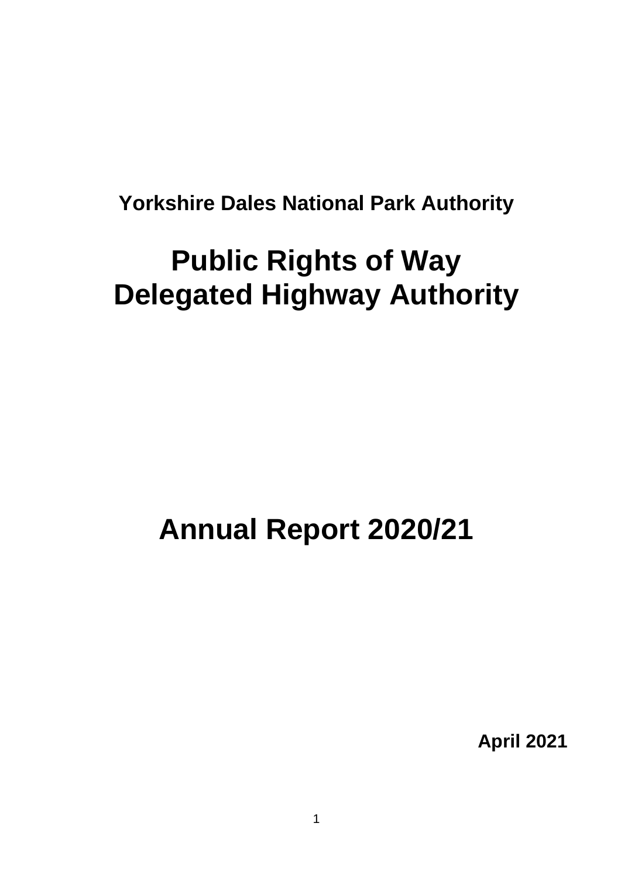**Yorkshire Dales National Park Authority**

# Public Rights of Way
# Delegated Highway Authority

# Annual Report 2020/21

**April 2021**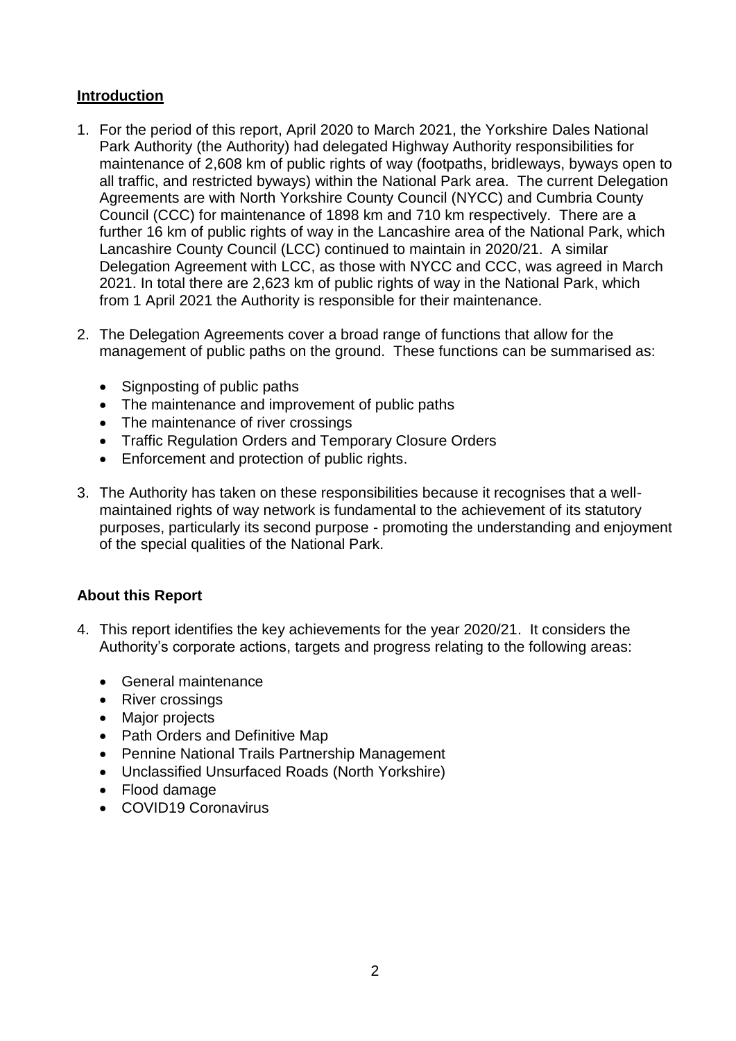## Introduction

1. For the period of this report, April 2020 to March 2021, the Yorkshire Dales National Park Authority (the Authority) had delegated Highway Authority responsibilities for maintenance of 2,608 km of public rights of way (footpaths, bridleways, byways open to all traffic, and restricted byways) within the National Park area. The current Delegation Agreements are with North Yorkshire County Council (NYCC) and Cumbria County Council (CCC) for maintenance of 1898 km and 710 km respectively. There are a further 16 km of public rights of way in the Lancashire area of the National Park, which Lancashire County Council (LCC) continued to maintain in 2020/21. A similar Delegation Agreement with LCC, as those with NYCC and CCC, was agreed in March 2021. In total there are 2,623 km of public rights of way in the National Park, which from 1 April 2021 the Authority is responsible for their maintenance.

2. The Delegation Agreements cover a broad range of functions that allow for the management of public paths on the ground. These functions can be summarised as:

   - Signposting of public paths
   - The maintenance and improvement of public paths
   - The maintenance of river crossings
   - Traffic Regulation Orders and Temporary Closure Orders
   - Enforcement and protection of public rights.

3. The Authority has taken on these responsibilities because it recognises that a well-maintained rights of way network is fundamental to the achievement of its statutory purposes, particularly its second purpose - promoting the understanding and enjoyment of the special qualities of the National Park.

## About this Report

4. This report identifies the key achievements for the year 2020/21. It considers the Authority's corporate actions, targets and progress relating to the following areas:

   - General maintenance
   - River crossings
   - Major projects
   - Path Orders and Definitive Map
   - Pennine National Trails Partnership Management
   - Unclassified Unsurfaced Roads (North Yorkshire)
   - Flood damage
   - COVID19 Coronavirus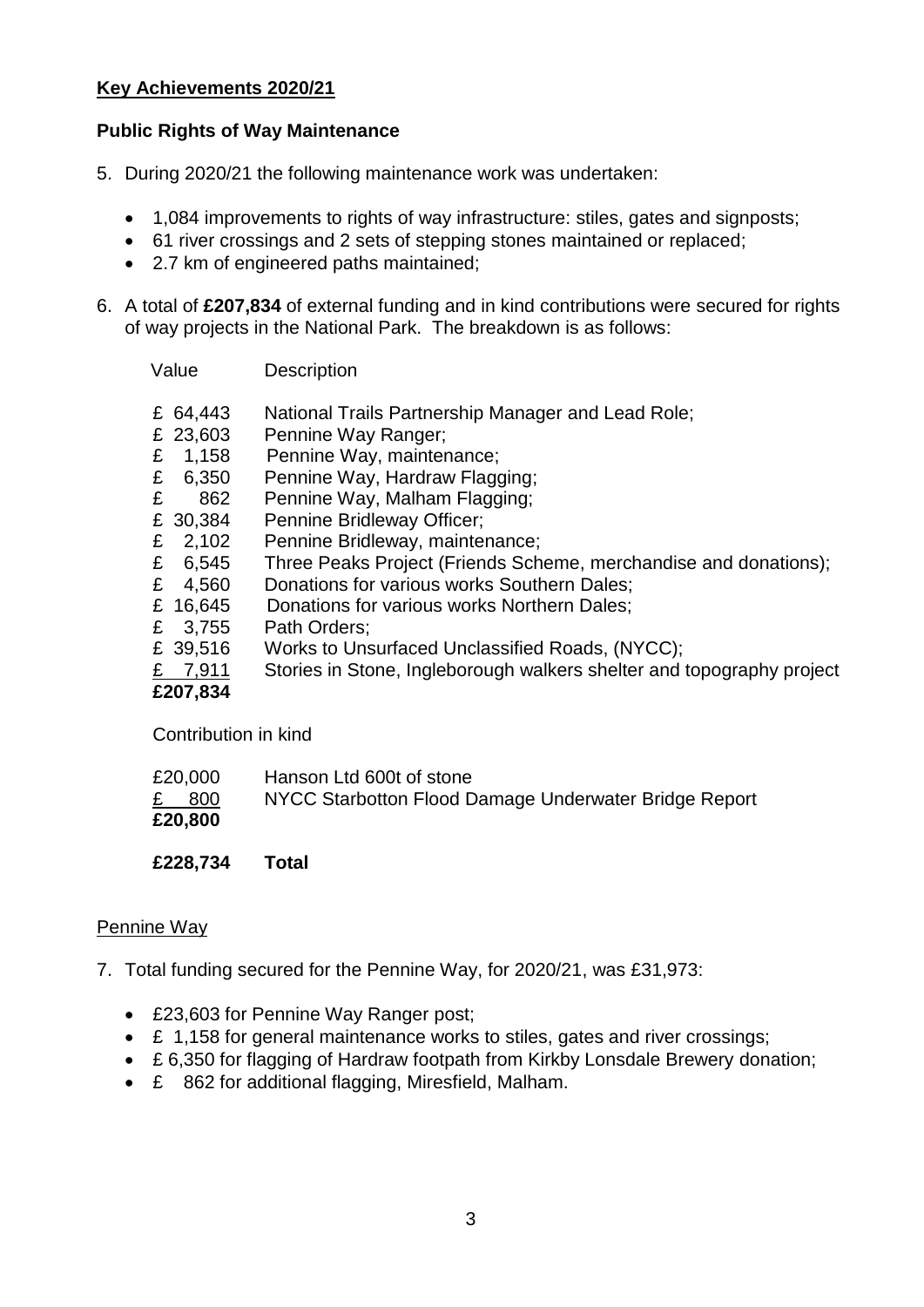**Key Achievements 2020/21**

**Public Rights of Way Maintenance**

5. During 2020/21 the following maintenance work was undertaken:

   - 1,084 improvements to rights of way infrastructure: stiles, gates and signposts;
   - 61 river crossings and 2 sets of stepping stones maintained or replaced;
   - 2.7 km of engineered paths maintained;

6. A total of **£207,834** of external funding and in kind contributions were secured for rights of way projects in the National Park. The breakdown is as follows:

| Value | Description |
|---|---|
| £ 64,443 | National Trails Partnership Manager and Lead Role; |
| £ 23,603 | Pennine Way Ranger; |
| £ 1,158 | Pennine Way, maintenance; |
| £ 6,350 | Pennine Way, Hardraw Flagging; |
| £ 862 | Pennine Way, Malham Flagging; |
| £ 30,384 | Pennine Bridleway Officer; |
| £ 2,102 | Pennine Bridleway, maintenance; |
| £ 6,545 | Three Peaks Project (Friends Scheme, merchandise and donations); |
| £ 4,560 | Donations for various works Southern Dales; |
| £ 16,645 | Donations for various works Northern Dales; |
| £ 3,755 | Path Orders; |
| £ 39,516 | Works to Unsurfaced Unclassified Roads, (NYCC); |
| £ 7,911 | Stories in Stone, Ingleborough walkers shelter and topography project |
| **£207,834** | |

Contribution in kind

| | |
|---|---|
| £20,000 | Hanson Ltd 600t of stone |
| £ 800 | NYCC Starbotton Flood Damage Underwater Bridge Report |
| **£20,800** | |
| **£228,734** | **Total** |

Pennine Way

7. Total funding secured for the Pennine Way, for 2020/21, was £31,973:

   - £23,603 for Pennine Way Ranger post;
   - £ 1,158 for general maintenance works to stiles, gates and river crossings;
   - £ 6,350 for flagging of Hardraw footpath from Kirkby Lonsdale Brewery donation;
   - £ 862 for additional flagging, Miresfield, Malham.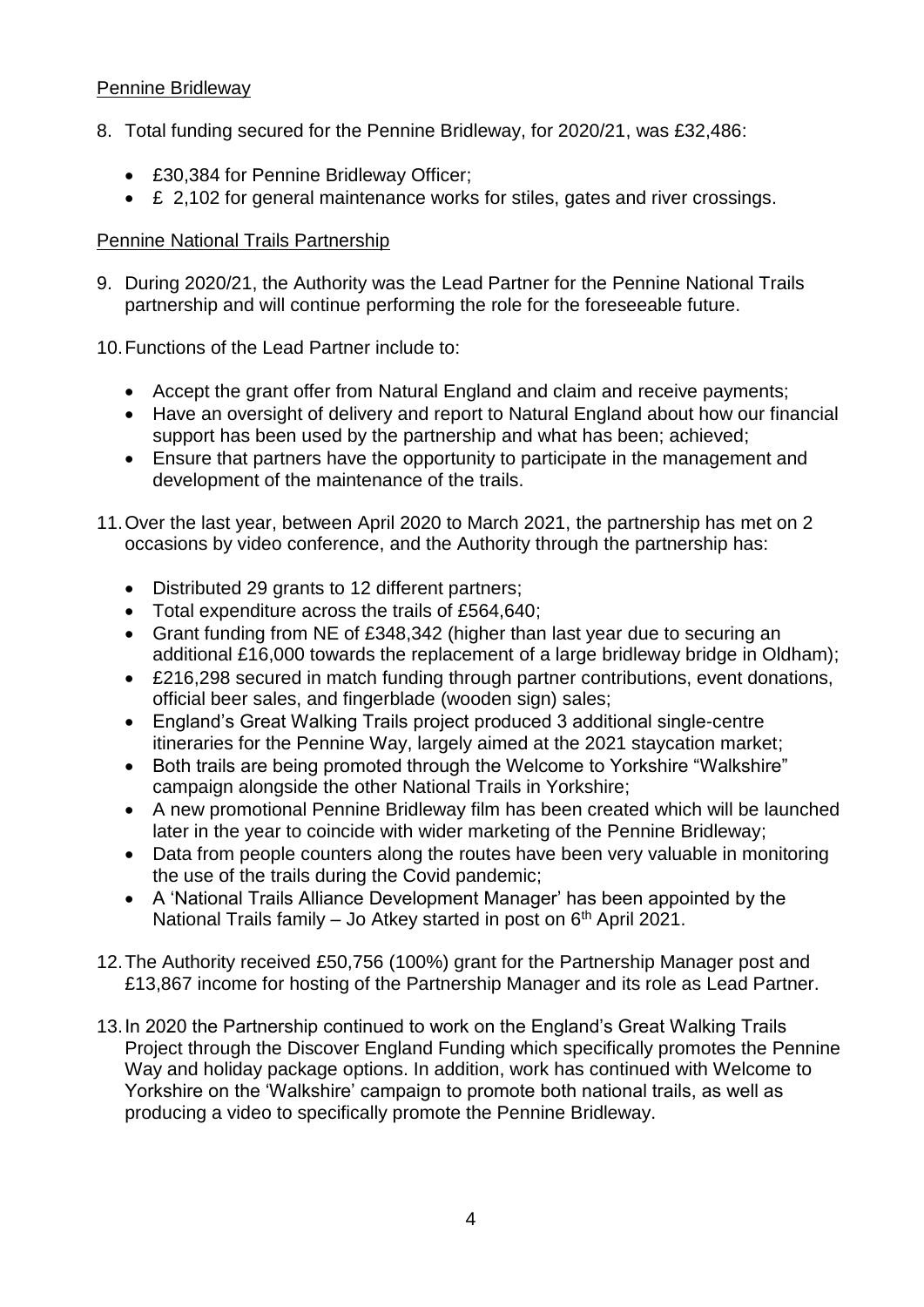Pennine Bridleway

8. Total funding secured for the Pennine Bridleway, for 2020/21, was £32,486:

   - £30,384 for Pennine Bridleway Officer;
   - £ 2,102 for general maintenance works for stiles, gates and river crossings.

Pennine National Trails Partnership

9. During 2020/21, the Authority was the Lead Partner for the Pennine National Trails partnership and will continue performing the role for the foreseeable future.

10. Functions of the Lead Partner include to:

    - Accept the grant offer from Natural England and claim and receive payments;
    - Have an oversight of delivery and report to Natural England about how our financial support has been used by the partnership and what has been; achieved;
    - Ensure that partners have the opportunity to participate in the management and development of the maintenance of the trails.

11. Over the last year, between April 2020 to March 2021, the partnership has met on 2 occasions by video conference, and the Authority through the partnership has:

    - Distributed 29 grants to 12 different partners;
    - Total expenditure across the trails of £564,640;
    - Grant funding from NE of £348,342 (higher than last year due to securing an additional £16,000 towards the replacement of a large bridleway bridge in Oldham);
    - £216,298 secured in match funding through partner contributions, event donations, official beer sales, and fingerblade (wooden sign) sales;
    - England's Great Walking Trails project produced 3 additional single-centre itineraries for the Pennine Way, largely aimed at the 2021 staycation market;
    - Both trails are being promoted through the Welcome to Yorkshire "Walkshire" campaign alongside the other National Trails in Yorkshire;
    - A new promotional Pennine Bridleway film has been created which will be launched later in the year to coincide with wider marketing of the Pennine Bridleway;
    - Data from people counters along the routes have been very valuable in monitoring the use of the trails during the Covid pandemic;
    - A 'National Trails Alliance Development Manager' has been appointed by the National Trails family – Jo Atkey started in post on 6th April 2021.

12. The Authority received £50,756 (100%) grant for the Partnership Manager post and £13,867 income for hosting of the Partnership Manager and its role as Lead Partner.

13. In 2020 the Partnership continued to work on the England's Great Walking Trails Project through the Discover England Funding which specifically promotes the Pennine Way and holiday package options. In addition, work has continued with Welcome to Yorkshire on the 'Walkshire' campaign to promote both national trails, as well as producing a video to specifically promote the Pennine Bridleway.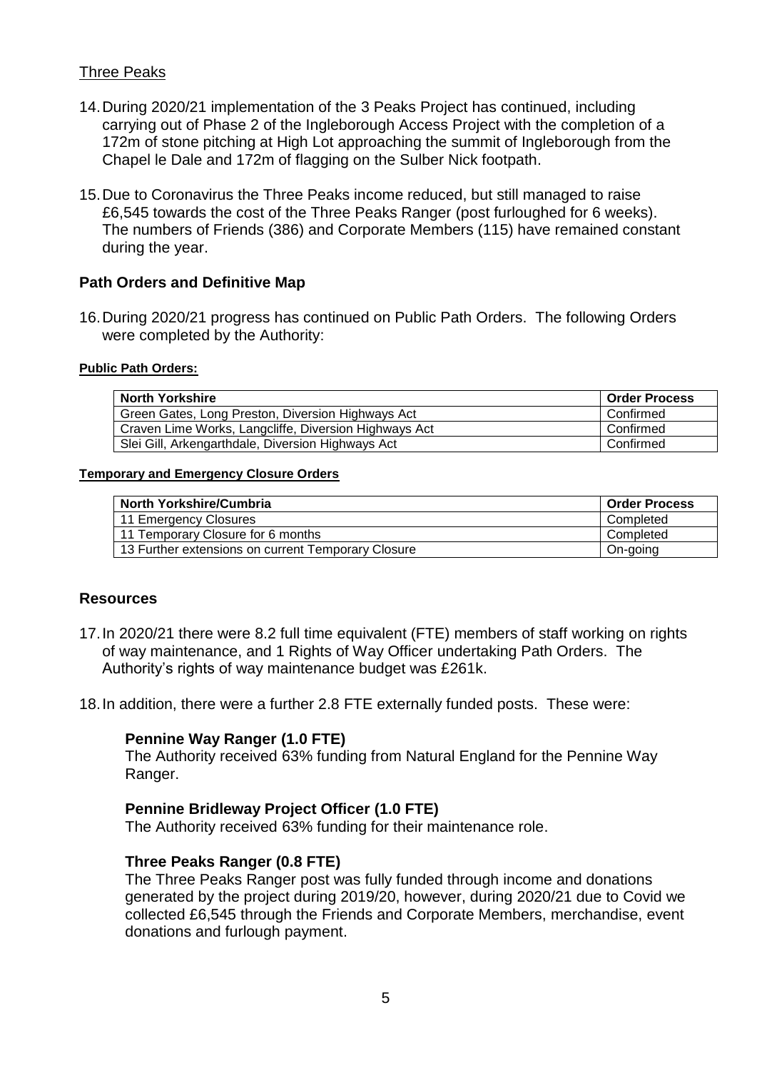### Three Peaks

14. During 2020/21 implementation of the 3 Peaks Project has continued, including carrying out of Phase 2 of the Ingleborough Access Project with the completion of a 172m of stone pitching at High Lot approaching the summit of Ingleborough from the Chapel le Dale and 172m of flagging on the Sulber Nick footpath.

15. Due to Coronavirus the Three Peaks income reduced, but still managed to raise £6,545 towards the cost of the Three Peaks Ranger (post furloughed for 6 weeks). The numbers of Friends (386) and Corporate Members (115) have remained constant during the year.

## Path Orders and Definitive Map

16. During 2020/21 progress has continued on Public Path Orders. The following Orders were completed by the Authority:

**Public Path Orders:**

| North Yorkshire | Order Process |
|---|---|
| Green Gates, Long Preston, Diversion Highways Act | Confirmed |
| Craven Lime Works, Langcliffe, Diversion Highways Act | Confirmed |
| Slei Gill, Arkengarthdale, Diversion Highways Act | Confirmed |

**Temporary and Emergency Closure Orders**

| North Yorkshire/Cumbria | Order Process |
|---|---|
| 11 Emergency Closures | Completed |
| 11 Temporary Closure for 6 months | Completed |
| 13 Further extensions on current Temporary Closure | On-going |

## Resources

17. In 2020/21 there were 8.2 full time equivalent (FTE) members of staff working on rights of way maintenance, and 1 Rights of Way Officer undertaking Path Orders. The Authority's rights of way maintenance budget was £261k.

18. In addition, there were a further 2.8 FTE externally funded posts. These were:

**Pennine Way Ranger (1.0 FTE)**
The Authority received 63% funding from Natural England for the Pennine Way Ranger.

**Pennine Bridleway Project Officer (1.0 FTE)**
The Authority received 63% funding for their maintenance role.

**Three Peaks Ranger (0.8 FTE)**
The Three Peaks Ranger post was fully funded through income and donations generated by the project during 2019/20, however, during 2020/21 due to Covid we collected £6,545 through the Friends and Corporate Members, merchandise, event donations and furlough payment.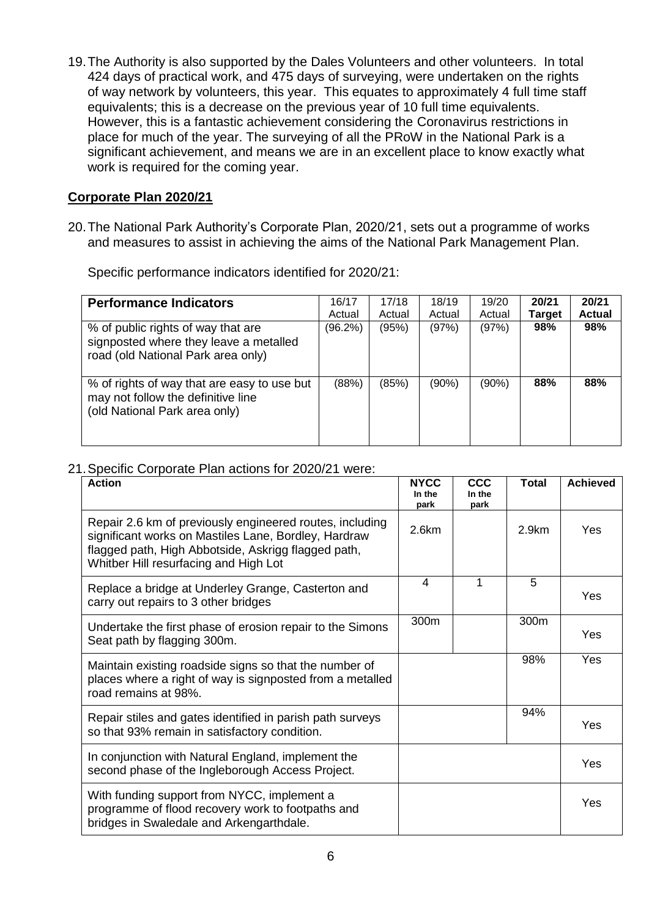19. The Authority is also supported by the Dales Volunteers and other volunteers. In total 424 days of practical work, and 475 days of surveying, were undertaken on the rights of way network by volunteers, this year. This equates to approximately 4 full time staff equivalents; this is a decrease on the previous year of 10 full time equivalents. However, this is a fantastic achievement considering the Coronavirus restrictions in place for much of the year. The surveying of all the PRoW in the National Park is a significant achievement, and means we are in an excellent place to know exactly what work is required for the coming year.

## Corporate Plan 2020/21

20. The National Park Authority's Corporate Plan, 2020/21, sets out a programme of works and measures to assist in achieving the aims of the National Park Management Plan.

Specific performance indicators identified for 2020/21:

| **Performance Indicators** | 16/17 Actual | 17/18 Actual | 18/19 Actual | 19/20 Actual | **20/21 Target** | **20/21 Actual** |
|---|---|---|---|---|---|---|
| % of public rights of way that are signposted where they leave a metalled road (old National Park area only) | (96.2%) | (95%) | (97%) | (97%) | **98%** | **98%** |
| % of rights of way that are easy to use but may not follow the definitive line (old National Park area only) | (88%) | (85%) | (90%) | (90%) | **88%** | **88%** |

21. Specific Corporate Plan actions for 2020/21 were:

| **Action** | **NYCC In the park** | **CCC In the park** | **Total** | **Achieved** |
|---|---|---|---|---|
| Repair 2.6 km of previously engineered routes, including significant works on Mastiles Lane, Bordley, Hardraw flagged path, High Abbotside, Askrigg flagged path, Whitber Hill resurfacing and High Lot | 2.6km | | 2.9km | Yes |
| Replace a bridge at Underley Grange, Casterton and carry out repairs to 3 other bridges | 4 | 1 | 5 | Yes |
| Undertake the first phase of erosion repair to the Simons Seat path by flagging 300m. | 300m | | 300m | Yes |
| Maintain existing roadside signs so that the number of places where a right of way is signposted from a metalled road remains at 98%. | | | 98% | Yes |
| Repair stiles and gates identified in parish path surveys so that 93% remain in satisfactory condition. | | | 94% | Yes |
| In conjunction with Natural England, implement the second phase of the Ingleborough Access Project. | | | | Yes |
| With funding support from NYCC, implement a programme of flood recovery work to footpaths and bridges in Swaledale and Arkengarthdale. | | | | Yes |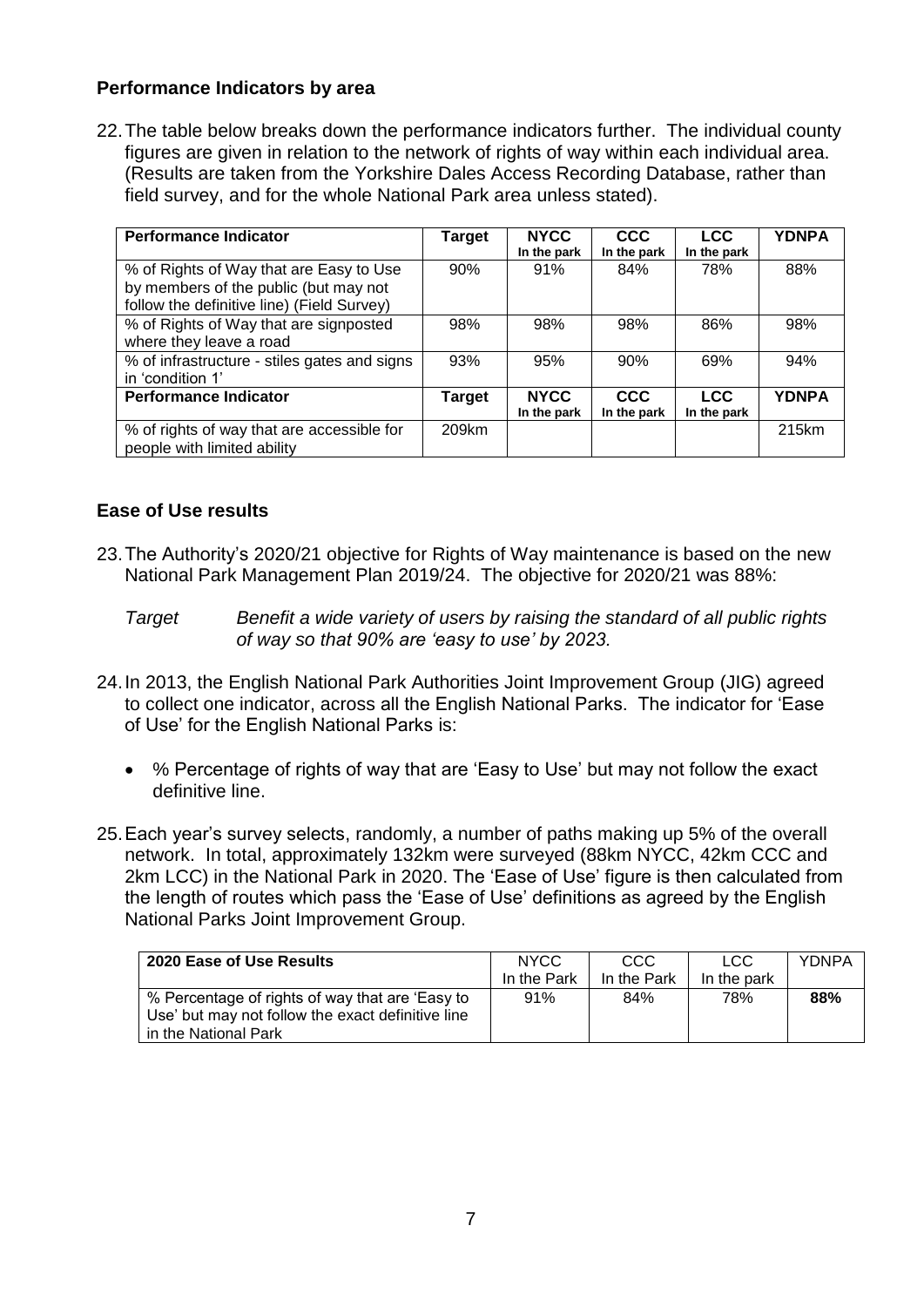## Performance Indicators by area

22. The table below breaks down the performance indicators further. The individual county figures are given in relation to the network of rights of way within each individual area. (Results are taken from the Yorkshire Dales Access Recording Database, rather than field survey, and for the whole National Park area unless stated).

| Performance Indicator | Target | NYCC In the park | CCC In the park | LCC In the park | YDNPA |
|---|---|---|---|---|---|
| % of Rights of Way that are Easy to Use by members of the public (but may not follow the definitive line) (Field Survey) | 90% | 91% | 84% | 78% | 88% |
| % of Rights of Way that are signposted where they leave a road | 98% | 98% | 98% | 86% | 98% |
| % of infrastructure - stiles gates and signs in 'condition 1' | 93% | 95% | 90% | 69% | 94% |
| **Performance Indicator** | **Target** | **NYCC In the park** | **CCC In the park** | **LCC In the park** | **YDNPA** |
| % of rights of way that are accessible for people with limited ability | 209km | | | | 215km |

## Ease of Use results

23. The Authority's 2020/21 objective for Rights of Way maintenance is based on the new National Park Management Plan 2019/24. The objective for 2020/21 was 88%:

    *Target Benefit a wide variety of users by raising the standard of all public rights of way so that 90% are 'easy to use' by 2023.*

24. In 2013, the English National Park Authorities Joint Improvement Group (JIG) agreed to collect one indicator, across all the English National Parks. The indicator for 'Ease of Use' for the English National Parks is:

    - % Percentage of rights of way that are 'Easy to Use' but may not follow the exact definitive line.

25. Each year's survey selects, randomly, a number of paths making up 5% of the overall network. In total, approximately 132km were surveyed (88km NYCC, 42km CCC and 2km LCC) in the National Park in 2020. The 'Ease of Use' figure is then calculated from the length of routes which pass the 'Ease of Use' definitions as agreed by the English National Parks Joint Improvement Group.

| 2020 Ease of Use Results | NYCC In the Park | CCC In the Park | LCC In the park | YDNPA |
|---|---|---|---|---|
| % Percentage of rights of way that are 'Easy to Use' but may not follow the exact definitive line in the National Park | 91% | 84% | 78% | **88%** |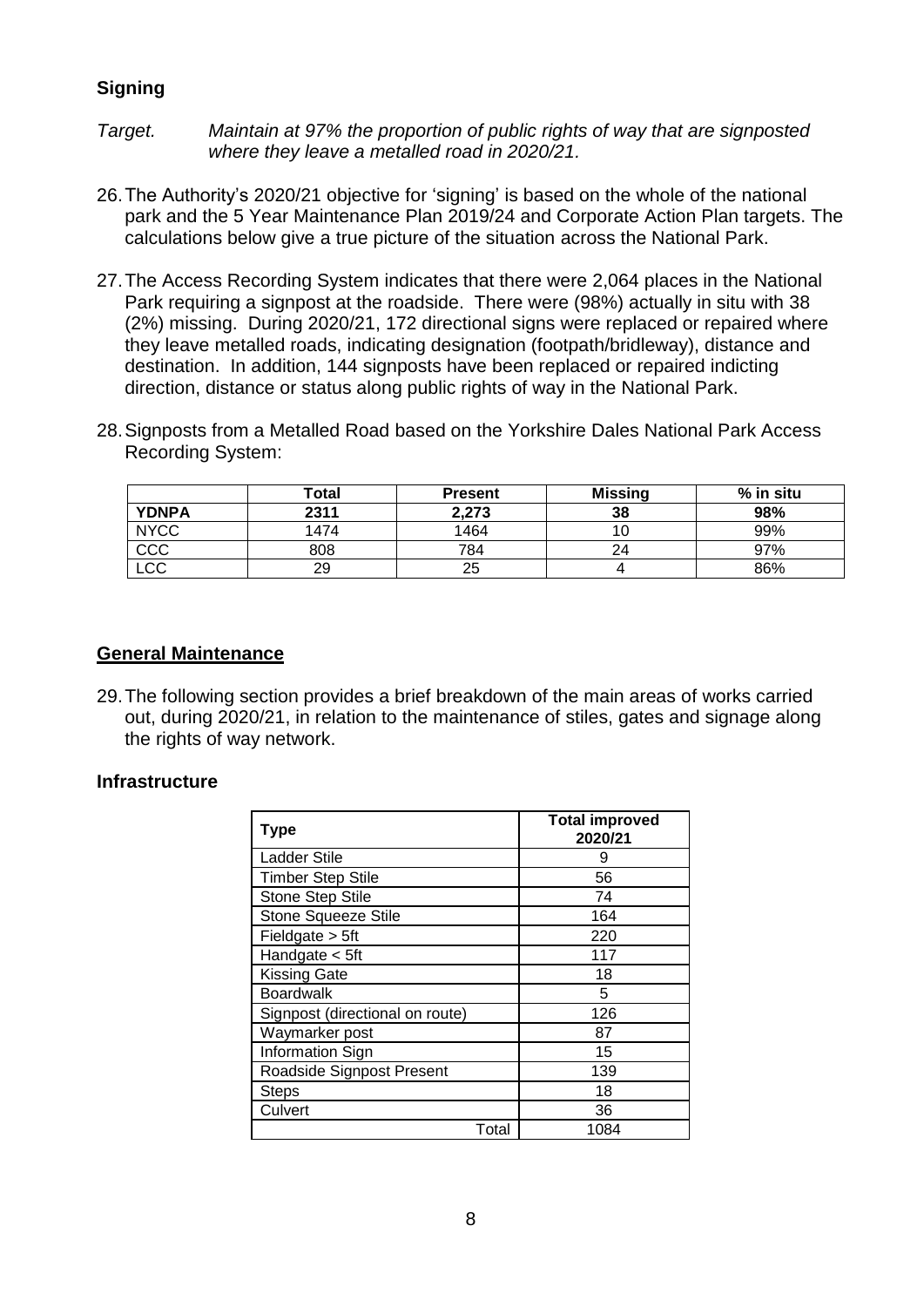## Signing

*Target. Maintain at 97% the proportion of public rights of way that are signposted where they leave a metalled road in 2020/21.*

26. The Authority's 2020/21 objective for 'signing' is based on the whole of the national park and the 5 Year Maintenance Plan 2019/24 and Corporate Action Plan targets. The calculations below give a true picture of the situation across the National Park.

27. The Access Recording System indicates that there were 2,064 places in the National Park requiring a signpost at the roadside. There were (98%) actually in situ with 38 (2%) missing. During 2020/21, 172 directional signs were replaced or repaired where they leave metalled roads, indicating designation (footpath/bridleway), distance and destination. In addition, 144 signposts have been replaced or repaired indicting direction, distance or status along public rights of way in the National Park.

28. Signposts from a Metalled Road based on the Yorkshire Dales National Park Access Recording System:

| | Total | Present | Missing | % in situ |
|---|---|---|---|---|
| **YDNPA** | **2311** | **2,273** | **38** | **98%** |
| NYCC | 1474 | 1464 | 10 | 99% |
| CCC | 808 | 784 | 24 | 97% |
| LCC | 29 | 25 | 4 | 86% |

## General Maintenance

29. The following section provides a brief breakdown of the main areas of works carried out, during 2020/21, in relation to the maintenance of stiles, gates and signage along the rights of way network.

### Infrastructure

| Type | Total improved 2020/21 |
|---|---|
| Ladder Stile | 9 |
| Timber Step Stile | 56 |
| Stone Step Stile | 74 |
| Stone Squeeze Stile | 164 |
| Fieldgate > 5ft | 220 |
| Handgate < 5ft | 117 |
| Kissing Gate | 18 |
| Boardwalk | 5 |
| Signpost (directional on route) | 126 |
| Waymarker post | 87 |
| Information Sign | 15 |
| Roadside Signpost Present | 139 |
| Steps | 18 |
| Culvert | 36 |
| Total | 1084 |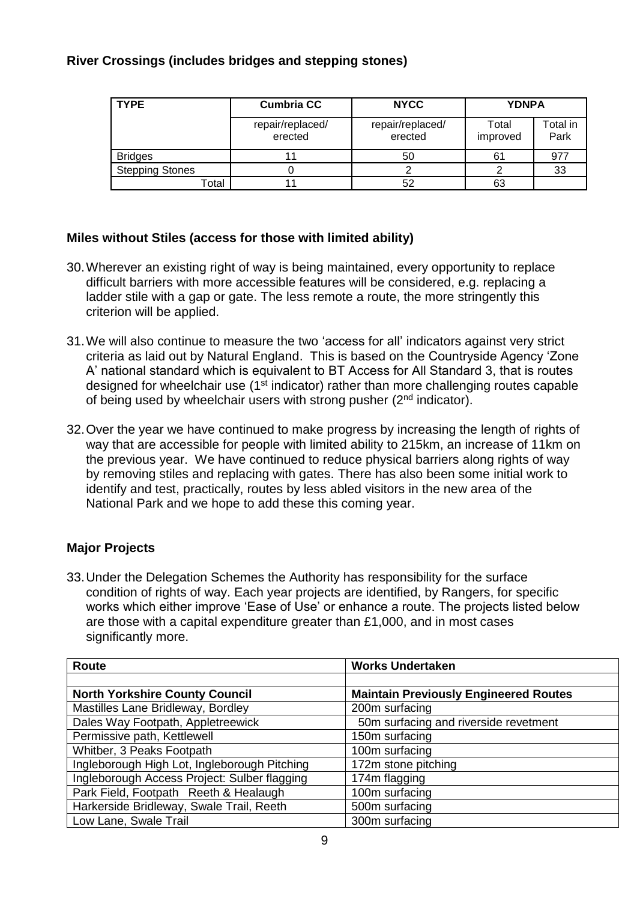**River Crossings (includes bridges and stepping stones)**

| TYPE | Cumbria CC | NYCC | YDNPA | |
|---|---|---|---|---|
| | repair/replaced/ erected | repair/replaced/ erected | Total improved | Total in Park |
| Bridges | 11 | 50 | 61 | 977 |
| Stepping Stones | 0 | 2 | 2 | 33 |
| Total | 11 | 52 | 63 | |

**Miles without Stiles (access for those with limited ability)**

30. Wherever an existing right of way is being maintained, every opportunity to replace difficult barriers with more accessible features will be considered, e.g. replacing a ladder stile with a gap or gate. The less remote a route, the more stringently this criterion will be applied.

31. We will also continue to measure the two 'access for all' indicators against very strict criteria as laid out by Natural England. This is based on the Countryside Agency 'Zone A' national standard which is equivalent to BT Access for All Standard 3, that is routes designed for wheelchair use (1st indicator) rather than more challenging routes capable of being used by wheelchair users with strong pusher (2nd indicator).

32. Over the year we have continued to make progress by increasing the length of rights of way that are accessible for people with limited ability to 215km, an increase of 11km on the previous year. We have continued to reduce physical barriers along rights of way by removing stiles and replacing with gates. There has also been some initial work to identify and test, practically, routes by less abled visitors in the new area of the National Park and we hope to add these this coming year.

**Major Projects**

33. Under the Delegation Schemes the Authority has responsibility for the surface condition of rights of way. Each year projects are identified, by Rangers, for specific works which either improve 'Ease of Use' or enhance a route. The projects listed below are those with a capital expenditure greater than £1,000, and in most cases significantly more.

| Route | Works Undertaken |
|---|---|
| | |
| **North Yorkshire County Council** | **Maintain Previously Engineered Routes** |
| Mastilles Lane Bridleway, Bordley | 200m surfacing |
| Dales Way Footpath, Appletreewick | 50m surfacing and riverside revetment |
| Permissive path, Kettlewell | 150m surfacing |
| Whitber, 3 Peaks Footpath | 100m surfacing |
| Ingleborough High Lot, Ingleborough Pitching | 172m stone pitching |
| Ingleborough Access Project: Sulber flagging | 174m flagging |
| Park Field, Footpath Reeth & Healaugh | 100m surfacing |
| Harkerside Bridleway, Swale Trail, Reeth | 500m surfacing |
| Low Lane, Swale Trail | 300m surfacing |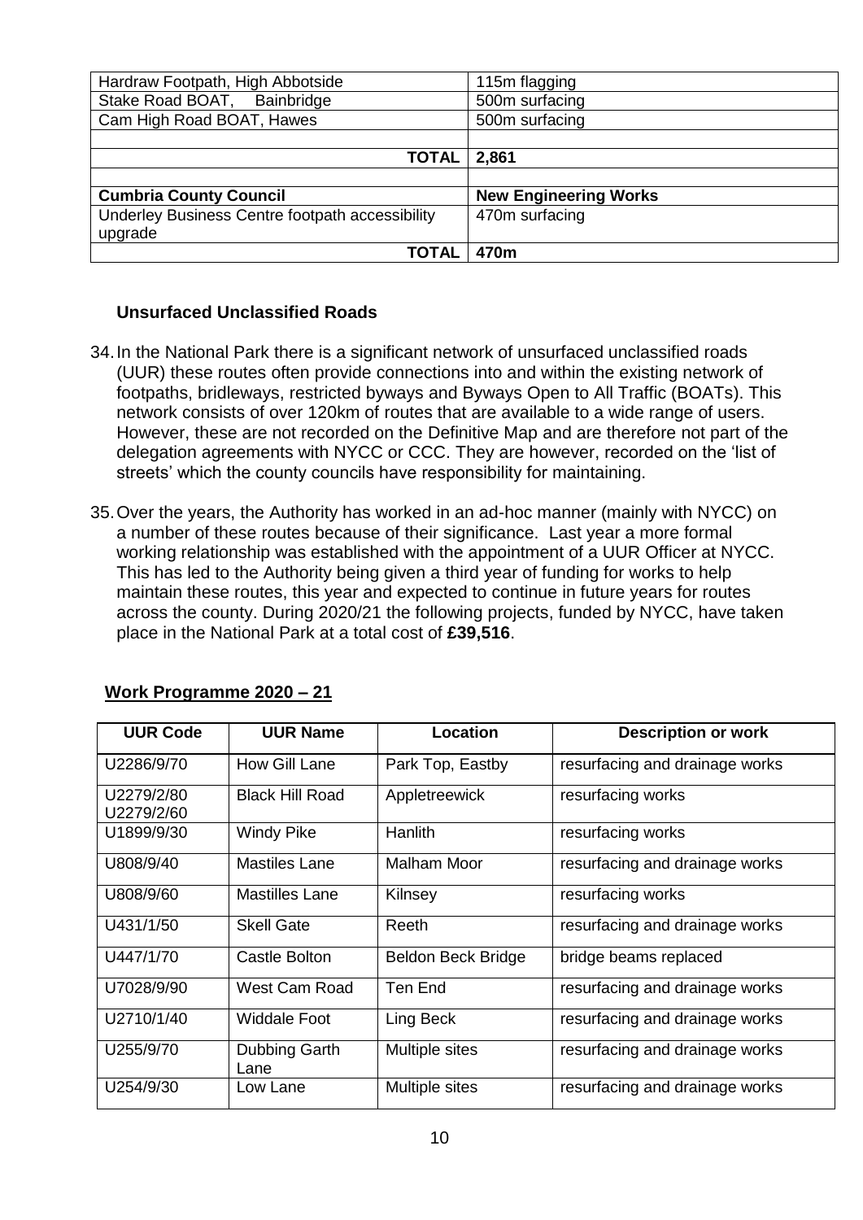| | |
|---|---|
| Hardraw Footpath, High Abbotside | 115m flagging |
| Stake Road BOAT, Bainbridge | 500m surfacing |
| Cam High Road BOAT, Hawes | 500m surfacing |
| | |
| **TOTAL** | **2,861** |
| | |
| **Cumbria County Council** | **New Engineering Works** |
| Underley Business Centre footpath accessibility upgrade | 470m surfacing |
| **TOTAL** | **470m** |

### Unsurfaced Unclassified Roads

34. In the National Park there is a significant network of unsurfaced unclassified roads (UUR) these routes often provide connections into and within the existing network of footpaths, bridleways, restricted byways and Byways Open to All Traffic (BOATs). This network consists of over 120km of routes that are available to a wide range of users. However, these are not recorded on the Definitive Map and are therefore not part of the delegation agreements with NYCC or CCC. They are however, recorded on the 'list of streets' which the county councils have responsibility for maintaining.

35. Over the years, the Authority has worked in an ad-hoc manner (mainly with NYCC) on a number of these routes because of their significance. Last year a more formal working relationship was established with the appointment of a UUR Officer at NYCC. This has led to the Authority being given a third year of funding for works to help maintain these routes, this year and expected to continue in future years for routes across the county. During 2020/21 the following projects, funded by NYCC, have taken place in the National Park at a total cost of **£39,516**.

**Work Programme 2020 – 21**

| UUR Code | UUR Name | Location | Description or work |
|---|---|---|---|
| U2286/9/70 | How Gill Lane | Park Top, Eastby | resurfacing and drainage works |
| U2279/2/80 U2279/2/60 | Black Hill Road | Appletreewick | resurfacing works |
| U1899/9/30 | Windy Pike | Hanlith | resurfacing works |
| U808/9/40 | Mastiles Lane | Malham Moor | resurfacing and drainage works |
| U808/9/60 | Mastilles Lane | Kilnsey | resurfacing works |
| U431/1/50 | Skell Gate | Reeth | resurfacing and drainage works |
| U447/1/70 | Castle Bolton | Beldon Beck Bridge | bridge beams replaced |
| U7028/9/90 | West Cam Road | Ten End | resurfacing and drainage works |
| U2710/1/40 | Widdale Foot | Ling Beck | resurfacing and drainage works |
| U255/9/70 | Dubbing Garth Lane | Multiple sites | resurfacing and drainage works |
| U254/9/30 | Low Lane | Multiple sites | resurfacing and drainage works |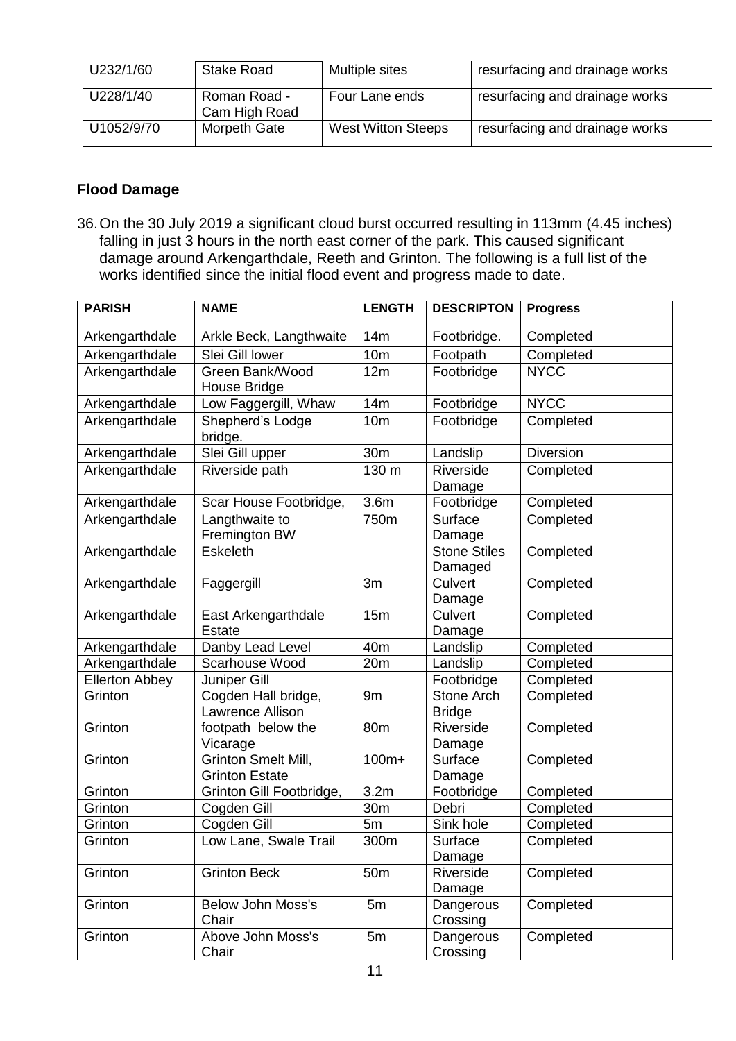| U232/1/60 | Stake Road | Multiple sites | resurfacing and drainage works |
|---|---|---|---|
| U228/1/40 | Roman Road - Cam High Road | Four Lane ends | resurfacing and drainage works |
| U1052/9/70 | Morpeth Gate | West Witton Steeps | resurfacing and drainage works |

## Flood Damage

36. On the 30 July 2019 a significant cloud burst occurred resulting in 113mm (4.45 inches) falling in just 3 hours in the north east corner of the park. This caused significant damage around Arkengarthdale, Reeth and Grinton. The following is a full list of the works identified since the initial flood event and progress made to date.

| PARISH | NAME | LENGTH | DESCRIPTON | Progress |
|---|---|---|---|---|
| Arkengarthdale | Arkle Beck, Langthwaite | 14m | Footbridge. | Completed |
| Arkengarthdale | Slei Gill lower | 10m | Footpath | Completed |
| Arkengarthdale | Green Bank/Wood House Bridge | 12m | Footbridge | NYCC |
| Arkengarthdale | Low Faggergill, Whaw | 14m | Footbridge | NYCC |
| Arkengarthdale | Shepherd's Lodge bridge. | 10m | Footbridge | Completed |
| Arkengarthdale | Slei Gill upper | 30m | Landslip | Diversion |
| Arkengarthdale | Riverside path | 130 m | Riverside Damage | Completed |
| Arkengarthdale | Scar House Footbridge, | 3.6m | Footbridge | Completed |
| Arkengarthdale | Langthwaite to Fremington BW | 750m | Surface Damage | Completed |
| Arkengarthdale | Eskeleth | | Stone Stiles Damaged | Completed |
| Arkengarthdale | Faggergill | 3m | Culvert Damage | Completed |
| Arkengarthdale | East Arkengarthdale Estate | 15m | Culvert Damage | Completed |
| Arkengarthdale | Danby Lead Level | 40m | Landslip | Completed |
| Arkengarthdale | Scarhouse Wood | 20m | Landslip | Completed |
| Ellerton Abbey | Juniper Gill | | Footbridge | Completed |
| Grinton | Cogden Hall bridge, Lawrence Allison | 9m | Stone Arch Bridge | Completed |
| Grinton | footpath below the Vicarage | 80m | Riverside Damage | Completed |
| Grinton | Grinton Smelt Mill, Grinton Estate | 100m+ | Surface Damage | Completed |
| Grinton | Grinton Gill Footbridge, | 3.2m | Footbridge | Completed |
| Grinton | Cogden Gill | 30m | Debri | Completed |
| Grinton | Cogden Gill | 5m | Sink hole | Completed |
| Grinton | Low Lane, Swale Trail | 300m | Surface Damage | Completed |
| Grinton | Grinton Beck | 50m | Riverside Damage | Completed |
| Grinton | Below John Moss's Chair | 5m | Dangerous Crossing | Completed |
| Grinton | Above John Moss's Chair | 5m | Dangerous Crossing | Completed |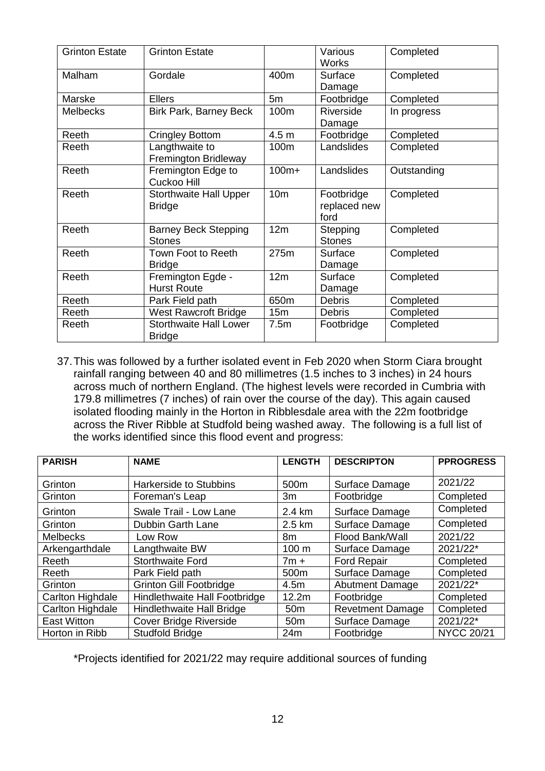| Grinton Estate | Grinton Estate | | Various Works | Completed |
|---|---|---|---|---|
| Malham | Gordale | 400m | Surface Damage | Completed |
| Marske | Ellers | 5m | Footbridge | Completed |
| Melbecks | Birk Park, Barney Beck | 100m | Riverside Damage | In progress |
| Reeth | Cringley Bottom | 4.5 m | Footbridge | Completed |
| Reeth | Langthwaite to Fremington Bridleway | 100m | Landslides | Completed |
| Reeth | Fremington Edge to Cuckoo Hill | 100m+ | Landslides | Outstanding |
| Reeth | Storthwaite Hall Upper Bridge | 10m | Footbridge replaced new ford | Completed |
| Reeth | Barney Beck Stepping Stones | 12m | Stepping Stones | Completed |
| Reeth | Town Foot to Reeth Bridge | 275m | Surface Damage | Completed |
| Reeth | Fremington Egde - Hurst Route | 12m | Surface Damage | Completed |
| Reeth | Park Field path | 650m | Debris | Completed |
| Reeth | West Rawcroft Bridge | 15m | Debris | Completed |
| Reeth | Storthwaite Hall Lower Bridge | 7.5m | Footbridge | Completed |

37. This was followed by a further isolated event in Feb 2020 when Storm Ciara brought rainfall ranging between 40 and 80 millimetres (1.5 inches to 3 inches) in 24 hours across much of northern England. (The highest levels were recorded in Cumbria with 179.8 millimetres (7 inches) of rain over the course of the day). This again caused isolated flooding mainly in the Horton in Ribblesdale area with the 22m footbridge across the River Ribble at Studfold being washed away. The following is a full list of the works identified since this flood event and progress:

| PARISH | NAME | LENGTH | DESCRIPTON | PPROGRESS |
|---|---|---|---|---|
| Grinton | Harkerside to Stubbins | 500m | Surface Damage | 2021/22 |
| Grinton | Foreman's Leap | 3m | Footbridge | Completed |
| Grinton | Swale Trail - Low Lane | 2.4 km | Surface Damage | Completed |
| Grinton | Dubbin Garth Lane | 2.5 km | Surface Damage | Completed |
| Melbecks | Low Row | 8m | Flood Bank/Wall | 2021/22 |
| Arkengarthdale | Langthwaite BW | 100 m | Surface Damage | 2021/22* |
| Reeth | Storthwaite Ford | 7m + | Ford Repair | Completed |
| Reeth | Park Field path | 500m | Surface Damage | Completed |
| Grinton | Grinton Gill Footbridge | 4.5m | Abutment Damage | 2021/22* |
| Carlton Highdale | Hindlethwaite Hall Footbridge | 12.2m | Footbridge | Completed |
| Carlton Highdale | Hindlethwaite Hall Bridge | 50m | Revetment Damage | Completed |
| East Witton | Cover Bridge Riverside | 50m | Surface Damage | 2021/22* |
| Horton in Ribb | Studfold Bridge | 24m | Footbridge | NYCC 20/21 |

*Projects identified for 2021/22 may require additional sources of funding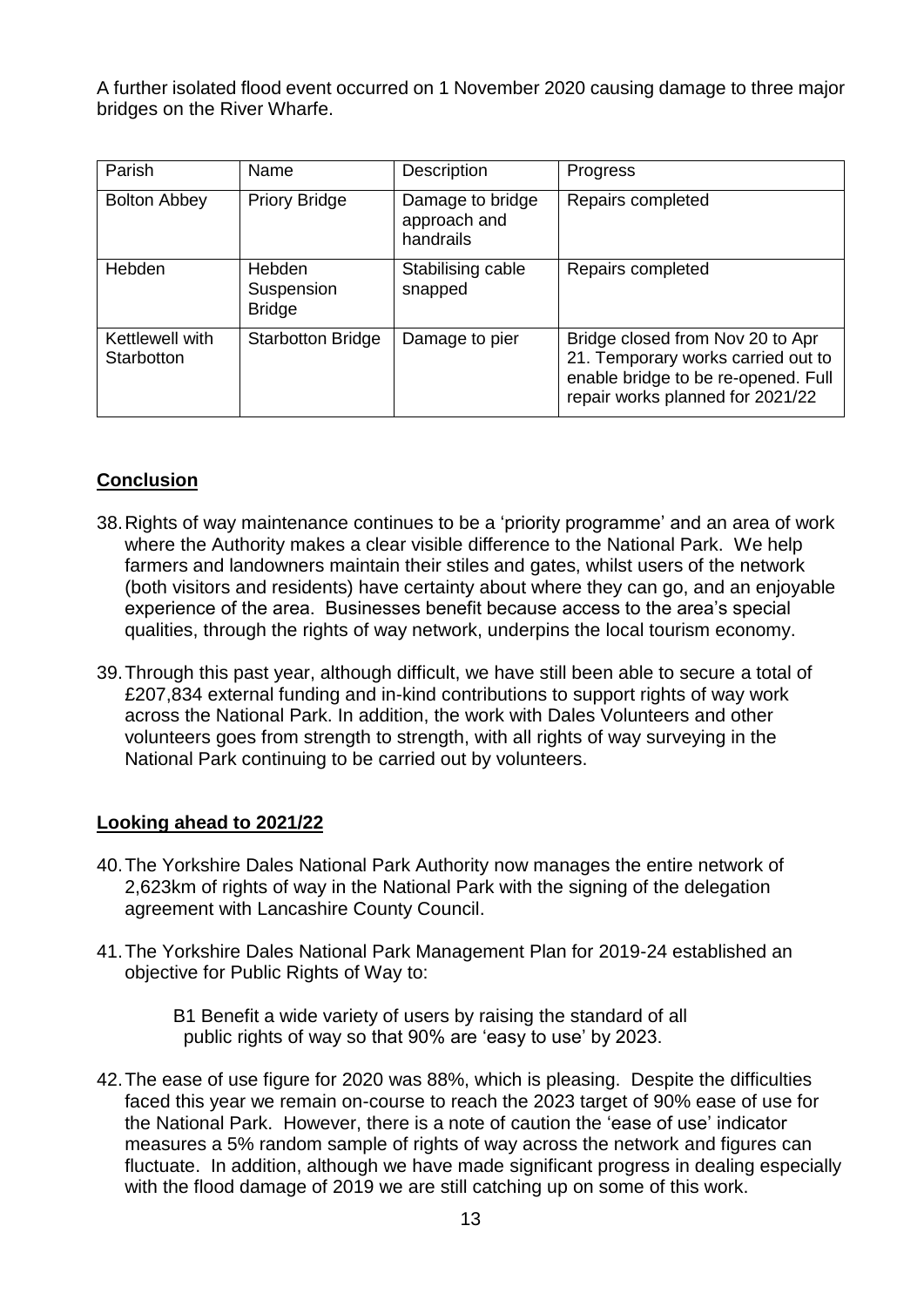A further isolated flood event occurred on 1 November 2020 causing damage to three major bridges on the River Wharfe.

| Parish | Name | Description | Progress |
| --- | --- | --- | --- |
| Bolton Abbey | Priory Bridge | Damage to bridge approach and handrails | Repairs completed |
| Hebden | Hebden Suspension Bridge | Stabilising cable snapped | Repairs completed |
| Kettlewell with Starbotton | Starbotton Bridge | Damage to pier | Bridge closed from Nov 20 to Apr 21. Temporary works carried out to enable bridge to be re-opened. Full repair works planned for 2021/22 |

## Conclusion

38. Rights of way maintenance continues to be a 'priority programme' and an area of work where the Authority makes a clear visible difference to the National Park. We help farmers and landowners maintain their stiles and gates, whilst users of the network (both visitors and residents) have certainty about where they can go, and an enjoyable experience of the area. Businesses benefit because access to the area's special qualities, through the rights of way network, underpins the local tourism economy.

39. Through this past year, although difficult, we have still been able to secure a total of £207,834 external funding and in-kind contributions to support rights of way work across the National Park. In addition, the work with Dales Volunteers and other volunteers goes from strength to strength, with all rights of way surveying in the National Park continuing to be carried out by volunteers.

## Looking ahead to 2021/22

40. The Yorkshire Dales National Park Authority now manages the entire network of 2,623km of rights of way in the National Park with the signing of the delegation agreement with Lancashire County Council.

41. The Yorkshire Dales National Park Management Plan for 2019-24 established an objective for Public Rights of Way to:

    B1 Benefit a wide variety of users by raising the standard of all public rights of way so that 90% are 'easy to use' by 2023.

42. The ease of use figure for 2020 was 88%, which is pleasing. Despite the difficulties faced this year we remain on-course to reach the 2023 target of 90% ease of use for the National Park. However, there is a note of caution the 'ease of use' indicator measures a 5% random sample of rights of way across the network and figures can fluctuate. In addition, although we have made significant progress in dealing especially with the flood damage of 2019 we are still catching up on some of this work.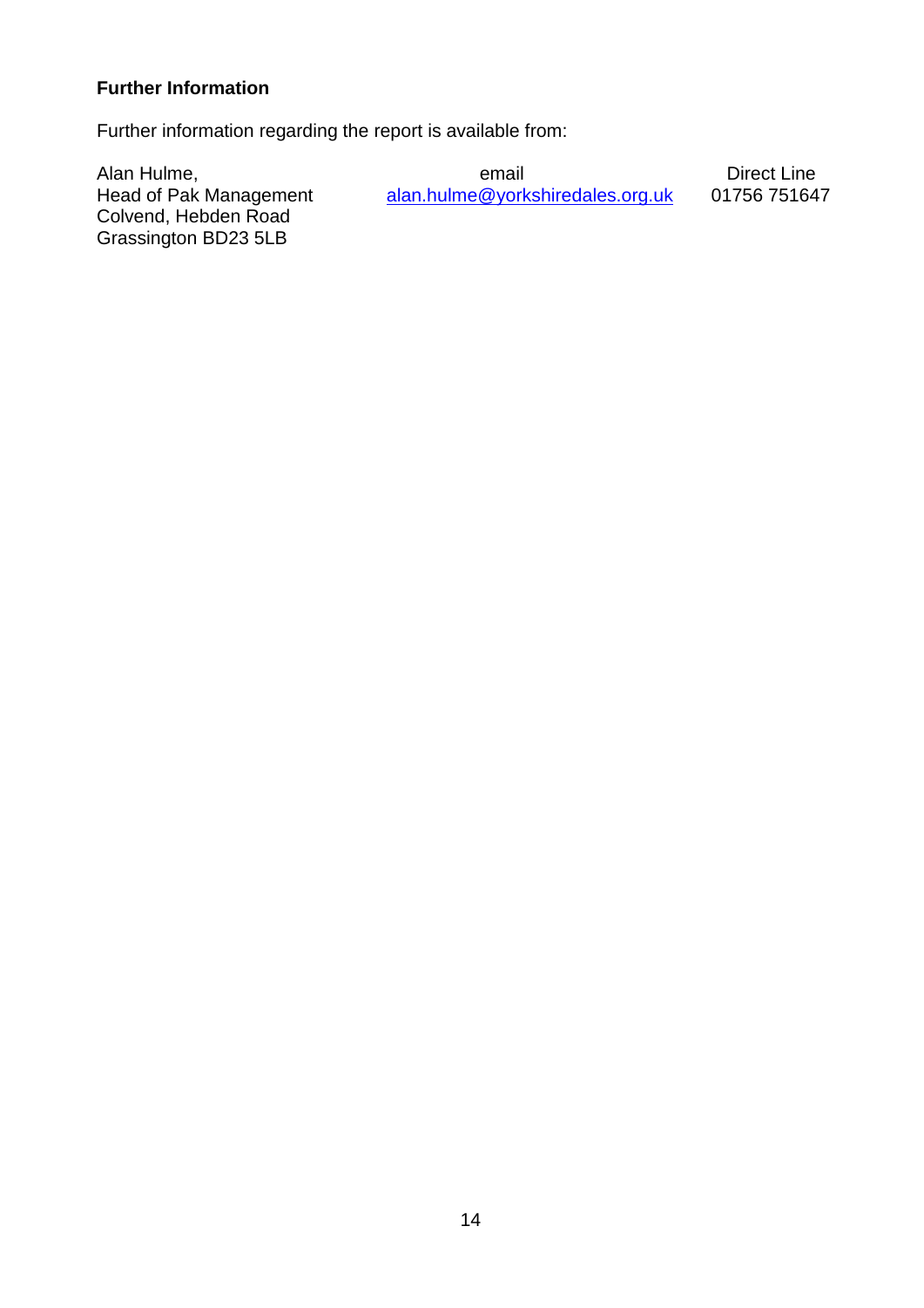**Further Information**

Further information regarding the report is available from:

| | | |
|---|---|---|
| Alan Hulme, | email | Direct Line |
| Head of Pak Management | alan.hulme@yorkshiredales.org.uk | 01756 751647 |
| Colvend, Hebden Road | | |
| Grassington BD23 5LB | | |